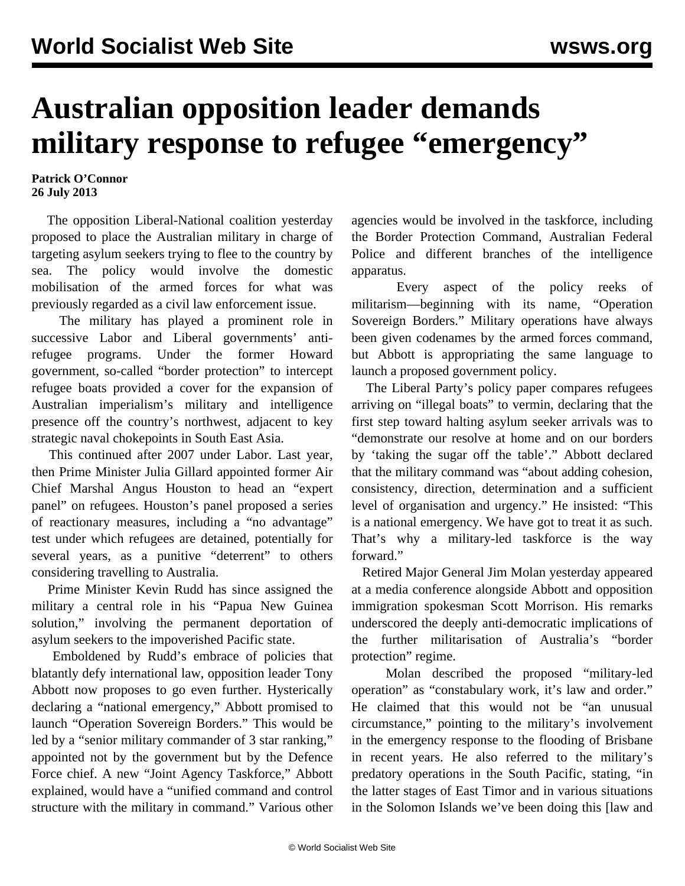# Australian opposition leader demands military response to refugee "emergency"

**Patrick O'Connor**
**26 July 2013**

The opposition Liberal-National coalition yesterday proposed to place the Australian military in charge of targeting asylum seekers trying to flee to the country by sea. The policy would involve the domestic mobilisation of the armed forces for what was previously regarded as a civil law enforcement issue.

The military has played a prominent role in successive Labor and Liberal governments' anti-refugee programs. Under the former Howard government, so-called "border protection" to intercept refugee boats provided a cover for the expansion of Australian imperialism's military and intelligence presence off the country's northwest, adjacent to key strategic naval chokepoints in South East Asia.

This continued after 2007 under Labor. Last year, then Prime Minister Julia Gillard appointed former Air Chief Marshal Angus Houston to head an "expert panel" on refugees. Houston's panel proposed a series of reactionary measures, including a "no advantage" test under which refugees are detained, potentially for several years, as a punitive "deterrent" to others considering travelling to Australia.

Prime Minister Kevin Rudd has since assigned the military a central role in his "Papua New Guinea solution," involving the permanent deportation of asylum seekers to the impoverished Pacific state.

Emboldened by Rudd's embrace of policies that blatantly defy international law, opposition leader Tony Abbott now proposes to go even further. Hysterically declaring a "national emergency," Abbott promised to launch "Operation Sovereign Borders." This would be led by a "senior military commander of 3 star ranking," appointed not by the government but by the Defence Force chief. A new "Joint Agency Taskforce," Abbott explained, would have a "unified command and control structure with the military in command." Various other agencies would be involved in the taskforce, including the Border Protection Command, Australian Federal Police and different branches of the intelligence apparatus.

Every aspect of the policy reeks of militarism—beginning with its name, "Operation Sovereign Borders." Military operations have always been given codenames by the armed forces command, but Abbott is appropriating the same language to launch a proposed government policy.

The Liberal Party's policy paper compares refugees arriving on "illegal boats" to vermin, declaring that the first step toward halting asylum seeker arrivals was to "demonstrate our resolve at home and on our borders by 'taking the sugar off the table'." Abbott declared that the military command was "about adding cohesion, consistency, direction, determination and a sufficient level of organisation and urgency." He insisted: "This is a national emergency. We have got to treat it as such. That's why a military-led taskforce is the way forward."

Retired Major General Jim Molan yesterday appeared at a media conference alongside Abbott and opposition immigration spokesman Scott Morrison. His remarks underscored the deeply anti-democratic implications of the further militarisation of Australia's "border protection" regime.

Molan described the proposed "military-led operation" as "constabulary work, it's law and order." He claimed that this would not be "an unusual circumstance," pointing to the military's involvement in the emergency response to the flooding of Brisbane in recent years. He also referred to the military's predatory operations in the South Pacific, stating, "in the latter stages of East Timor and in various situations in the Solomon Islands we've been doing this [law and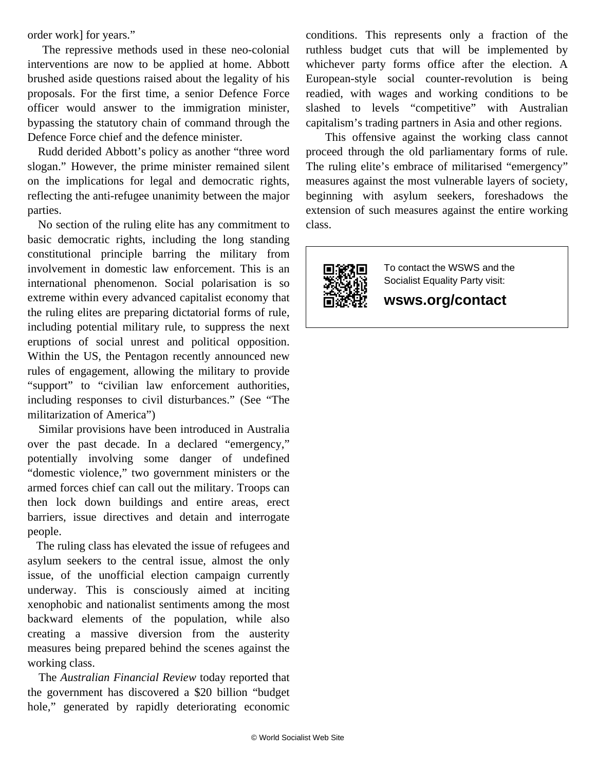order work] for years."

The repressive methods used in these neo-colonial interventions are now to be applied at home. Abbott brushed aside questions raised about the legality of his proposals. For the first time, a senior Defence Force officer would answer to the immigration minister, bypassing the statutory chain of command through the Defence Force chief and the defence minister.

Rudd derided Abbott's policy as another "three word slogan." However, the prime minister remained silent on the implications for legal and democratic rights, reflecting the anti-refugee unanimity between the major parties.

No section of the ruling elite has any commitment to basic democratic rights, including the long standing constitutional principle barring the military from involvement in domestic law enforcement. This is an international phenomenon. Social polarisation is so extreme within every advanced capitalist economy that the ruling elites are preparing dictatorial forms of rule, including potential military rule, to suppress the next eruptions of social unrest and political opposition. Within the US, the Pentagon recently announced new rules of engagement, allowing the military to provide "support" to "civilian law enforcement authorities, including responses to civil disturbances." (See "The militarization of America")

Similar provisions have been introduced in Australia over the past decade. In a declared "emergency," potentially involving some danger of undefined "domestic violence," two government ministers or the armed forces chief can call out the military. Troops can then lock down buildings and entire areas, erect barriers, issue directives and detain and interrogate people.

The ruling class has elevated the issue of refugees and asylum seekers to the central issue, almost the only issue, of the unofficial election campaign currently underway. This is consciously aimed at inciting xenophobic and nationalist sentiments among the most backward elements of the population, while also creating a massive diversion from the austerity measures being prepared behind the scenes against the working class.

The *Australian Financial Review* today reported that the government has discovered a $20 billion "budget hole," generated by rapidly deteriorating economic conditions. This represents only a fraction of the ruthless budget cuts that will be implemented by whichever party forms office after the election. A European-style social counter-revolution is being readied, with wages and working conditions to be slashed to levels "competitive" with Australian capitalism's trading partners in Asia and other regions.

This offensive against the working class cannot proceed through the old parliamentary forms of rule. The ruling elite's embrace of militarised "emergency" measures against the most vulnerable layers of society, beginning with asylum seekers, foreshadows the extension of such measures against the entire working class.

To contact the WSWS and the Socialist Equality Party visit:

**wsws.org/contact**